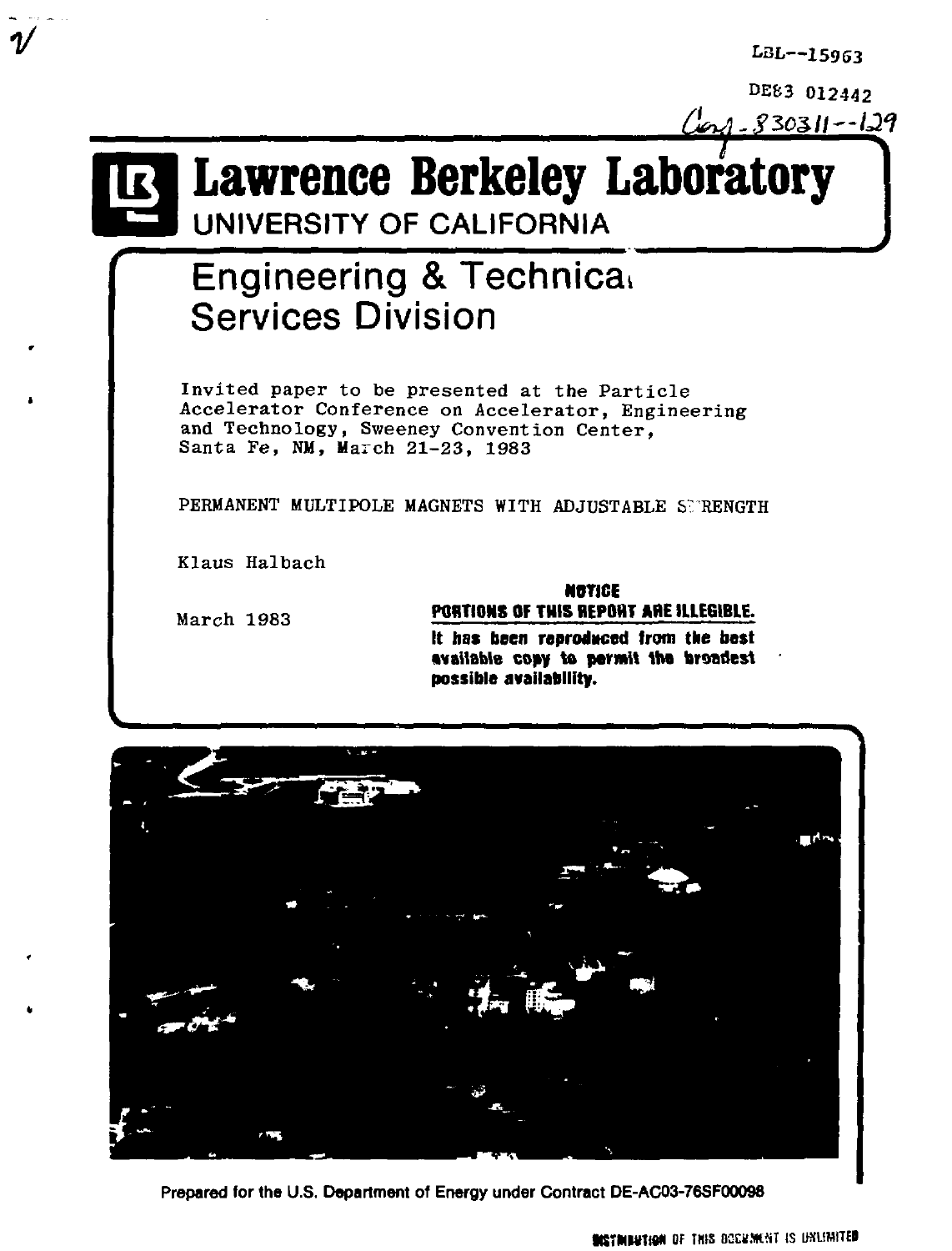LBL--15963

DE83 012442

Conf-830311--129

# Lawrence Berkeley Laboratory

UNIVERSITY OF CALIFORNIA

## Engineering & Technical Services Division

Invited paper to be presented at the Particle Accelerator Conference on Accelerator, Engineering and Technology, Sweeney Convention Center, Santa Fe, NM, March 21-23, 1983

PERMANENT MULTIPOLE MAGNETS WITH ADJUSTABLE STRENGTH

Klaus Halbach

March 1983

**NOTICE**
**PORTIONS OF THIS REPORT ARE ILLEGIBLE.**
**It has been reproduced from the best available copy to permit the broadest possible availability.**

Prepared for the U.S. Department of Energy under Contract DE-AC03-76SF00098

DISTRIBUTION OF THIS DOCUMENT IS UNLIMITED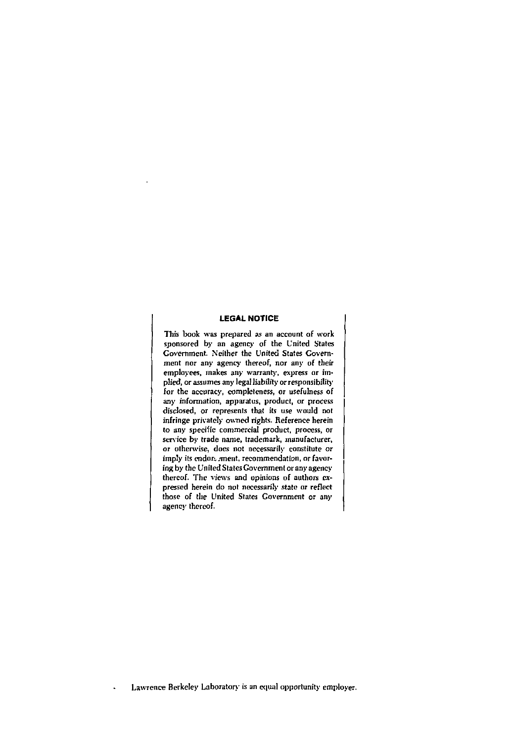## LEGAL NOTICE

This book was prepared as an account of work sponsored by an agency of the United States Government. Neither the United States Government nor any agency thereof, nor any of their employees, makes any warranty, express or implied, or assumes any legal liability or responsibility for the accuracy, completeness, or usefulness of any information, apparatus, product, or process disclosed, or represents that its use would not infringe privately owned rights. Reference herein to any specific commercial product, process, or service by trade name, trademark, manufacturer, or otherwise, does not necessarily constitute or imply its endorsement, recommendation, or favoring by the United States Government or any agency thereof. The views and opinions of authors expressed herein do not necessarily state or reflect those of the United States Government or any agency thereof.

Lawrence Berkeley Laboratory is an equal opportunity employer.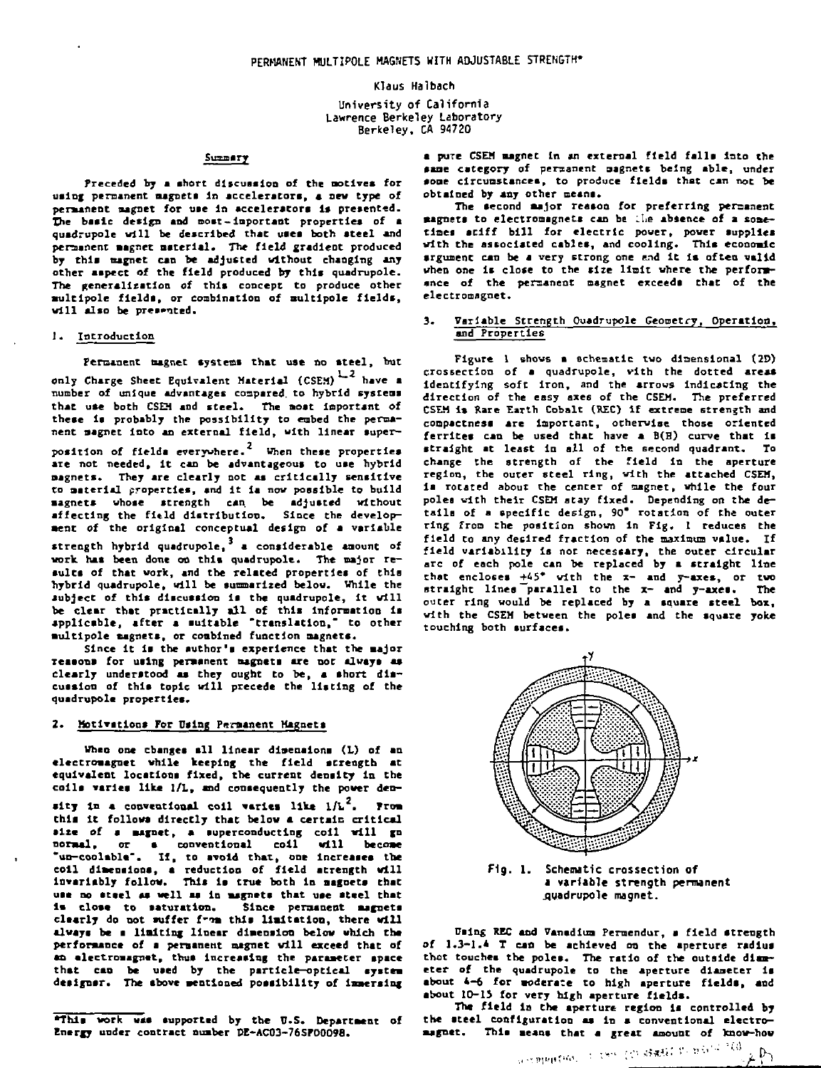PERMANENT MULTIPOLE MAGNETS WITH ADJUSTABLE STRENGTH*

Klaus Halbach

University of California
Lawrence Berkeley Laboratory
Berkeley, CA 94720

## Summary

Preceded by a short discussion of the motives for using permanent magnets in accelerators, a new type of permanent magnet for use in accelerators is presented. The basic design and most-important properties of a quadrupole will be described that uses both steel and permanent magnet material. The field gradient produced by this magnet can be adjusted without changing any other aspect of the field produced by this quadrupole. The generalization of this concept to produce other multipole fields, or combination of multipole fields, will also be presented.

## 1. Introduction

Permanent magnet systems that use no steel, but only Charge Sheet Equivalent Material (CSEM)[1,2] have a number of unique advantages compared to hybrid systems that use both CSEM and steel. The most important of these is probably the possibility to embed the permanent magnet into an external field, with linear superposition of fields everywhere.[2] When these properties are not needed, it can be advantageous to use hybrid magnets. They are clearly not as critically sensitive to material properties, and it is now possible to build magnets whose strength can be adjusted without affecting the field distribution. Since the development of the original conceptual design of a variable strength hybrid quadrupole,[3] a considerable amount of work has been done on this quadrupole. The major results of that work, and the related properties of this hybrid quadrupole, will be summarized below. While the subject of this discussion is the quadrupole, it will be clear that practically all of this information is applicable, after a suitable "translation," to other multipole magnets, or combined function magnets.

Since it is the author's experience that the major reasons for using permanent magnets are not always as clearly understood as they ought to be, a short discussion of this topic will precede the listing of the quadrupole properties.

## 2. Motivations For Using Permanent Magnets

When one changes all linear dimensions (L) of an electromagnet while keeping the field strength at equivalent locations fixed, the current density in the coils varies like 1/L, and consequently the power density in a conventional coil varies like $1/L^2$. From this it follows directly that below a certain critical size of a magnet, a superconducting coil will go normal, or a conventional coil will become "un-coolable". If, to avoid that, one increases the coil dimensions, a reduction of field strength will invariably follow. This is true both in magnets that use no steel as well as in magnets that use steel that is close to saturation. Since permanent magnets clearly do not suffer from this limitation, there will always be a limiting linear dimension below which the performance of a permanent magnet will exceed that of an electromagnet, thus increasing the parameter space that can be used by the particle-optical system designer. The above mentioned possibility of immersing a pure CSEM magnet in an external field falls into the same category of permanent magnets being able, under some circumstances, to produce fields that can not be obtained by any other means.

The second major reason for preferring permanent magnets to electromagnets can be the absence of a sometimes stiff bill for electric power, power supplies with the associated cables, and cooling. This economic argument can be a very strong one and it is often valid when one is close to the size limit where the performance of the permanent magnet exceeds that of the electromagnet.

## 3. Variable Strength Quadrupole Geometry, Operation, and Properties

Figure 1 shows a schematic two dimensional (2D) crossection of a quadrupole, with the dotted areas identifying soft iron, and the arrows indicating the direction of the easy axes of the CSEM. The preferred CSEM is Rare Earth Cobalt (REC) if extreme strength and compactness are important, otherwise those oriented ferrites can be used that have a B(H) curve that is straight at least in all of the second quadrant. To change the strength of the field in the aperture region, the outer steel ring, with the attached CSEM, is rotated about the center of magnet, while the four poles with their CSEM stay fixed. Depending on the details of a specific design, 90° rotation of the outer ring from the position shown in Fig. 1 reduces the field to any desired fraction of the maximum value. If field variability is not necessary, the outer circular arc of each pole can be replaced by a straight line that encloses ±45° with the x- and y-axes, or two straight lines parallel to the x- and y-axes. The outer ring would be replaced by a square steel box, with the CSEM between the poles and the square yoke touching both surfaces.

Fig. 1. Schematic crossection of a variable strength permanent quadrupole magnet.

Using REC and Vanadium Permendur, a field strength of 1.3-1.4 T can be achieved on the aperture radius that touches the poles. The ratio of the outside diameter of the quadrupole to the aperture diameter is about 4-6 for moderate to high aperture fields, and about 10-15 for very high aperture fields.

The field in the aperture region is controlled by the steel configuration as in a conventional electromagnet. This means that a great amount of know-how

*This work was supported by the U.S. Department of Energy under contract number DE-AC03-76SF00098.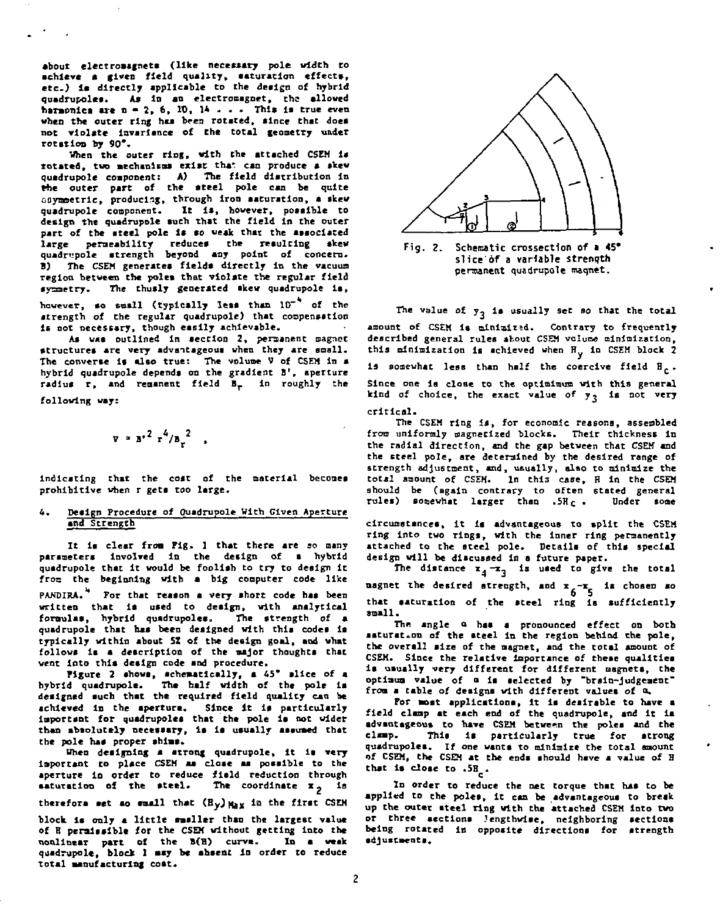about electromagnets (like necessary pole width to achieve a given field quality, saturation effects, etc.) is directly applicable to the design of hybrid quadrupoles. As in an electromagnet, the allowed harmonics are n = 2, 6, 10, 14 . . . This is true even when the outer ring has been rotated, since that does not violate invariance of the total geometry under rotation by 90°.

When the outer ring, with the attached CSEM is rotated, two mechanisms exist that can produce a skew quadrupole component: A) The field distribution in the outer part of the steel pole can be quite asymmetric, producing, through iron saturation, a skew quadrupole component. It is, however, possible to design the quadrupole such that the field in the outer part of the steel pole is so weak that the associated large permeability reduces the resulting skew quadrupole strength beyond any point of concern. B) The CSEM generates fields directly in the vacuum region between the poles that violate the regular field symmetry. The thusly generated skew quadrupole is, however, so small (typically less than $10^{-4}$ of the strength of the regular quadrupole) that compensation is not necessary, though easily achievable.

As was outlined in section 2, permanent magnet structures are very advantageous when they are small. The converse is also true: The volume V of CSEM in a hybrid quadrupole depends on the gradient B', aperture radius r, and remanent field $B_r$ in roughly the following way:

$$V = B'^2 r^4 / B_r^2 \quad ,$$

indicating that the cost of the material becomes prohibitive when r gets too large.

## 4. Design Procedure of Quadrupole With Given Aperture and Strength

It is clear from Fig. 1 that there are so many parameters involved in the design of a hybrid quadrupole that it would be foolish to try to design it from the beginning with a big computer code like PANDIRA.[4] For that reason a very short code has been written that is used to design, with analytical formulas, hybrid quadrupoles. The strength of a quadrupole that has been designed with this codes is typically within about 5% of the design goal, and what follows is a description of the major thoughts that went into this design code and procedure.

Figure 2 shows, schematically, a 45° slice of a hybrid quadrupole. The half width of the pole is designed such that the required field quality can be achieved in the aperture. Since it is particularly important for quadrupoles that the pole is not wider than absolutely necessary, is is usually assumed that the pole has proper shims.

When designing a strong quadrupole, it is very important to place CSEM as close as possible to the aperture in order to reduce field reduction through saturation of the steel. The coordinate $x_2$ is therefore set so small that $(B_y)_{Max}$ in the first CSEM block is only a little smaller than the largest value of B permissible for the CSEM without getting into the nonlinear part of the B(H) curve. In a weak quadrupole, block 1 may be absent in order to reduce total manufacturing cost.

Fig. 2. Schematic crossection of a 45° slice of a variable strength permanent quadrupole magnet.

The value of $y_3$ is usually set so that the total amount of CSEM is minimized. Contrary to frequently described general rules about CSEM volume minimization, this minimization is achieved when $H_y$ in CSEM block 2 is somewhat less than half the coercive field $H_c$. Since one is close to the optimimum with this general kind of choice, the exact value of $y_3$ is not very critical.

The CSEM ring is, for economic reasons, assembled from uniformly magnetized blocks. Their thickness in the radial direction, and the gap between that CSEM and the steel pole, are determined by the desired range of strength adjustment, and, usually, also to minimize the total amount of CSEM. In this case, H in the CSEM should be (again contrary to often stated general rules) somewhat larger than $.5H_c$. Under some circumstances, it is advantageous to split the CSEM ring into two rings, with the inner ring permanently attached to the steel pole. Details of this special design will be discussed in a future paper.

The distance $x_4 - x_3$ is used to give the total magnet the desired strength, and $x_6 - x_5$ is chosen so that saturation of the steel ring is sufficiently small.

The angle α has a pronounced effect on both saturation of the steel in the region behind the pole, the overall size of the magnet, and the total amount of CSEM. Since the relative importance of these qualities is usually very different for different magnets, the optimum value of α is selected by "brain-judgement" from a table of designs with different values of α.

For most applications, it is desirable to have a field clamp at each end of the quadrupole, and it is advantageous to have CSEM between the poles and the clamp. This is particularly true for strong quadrupoles. If one wants to minimize the total amount of CSEM, the CSEM at the ends should have a value of H that is close to $.5H_c$.

In order to reduce the net torque that has to be applied to the poles, it can be advantageous to break up the outer steel ring with the attached CSEM into two or three sections lengthwise, neighboring sections being rotated in opposite directions for strength adjustments.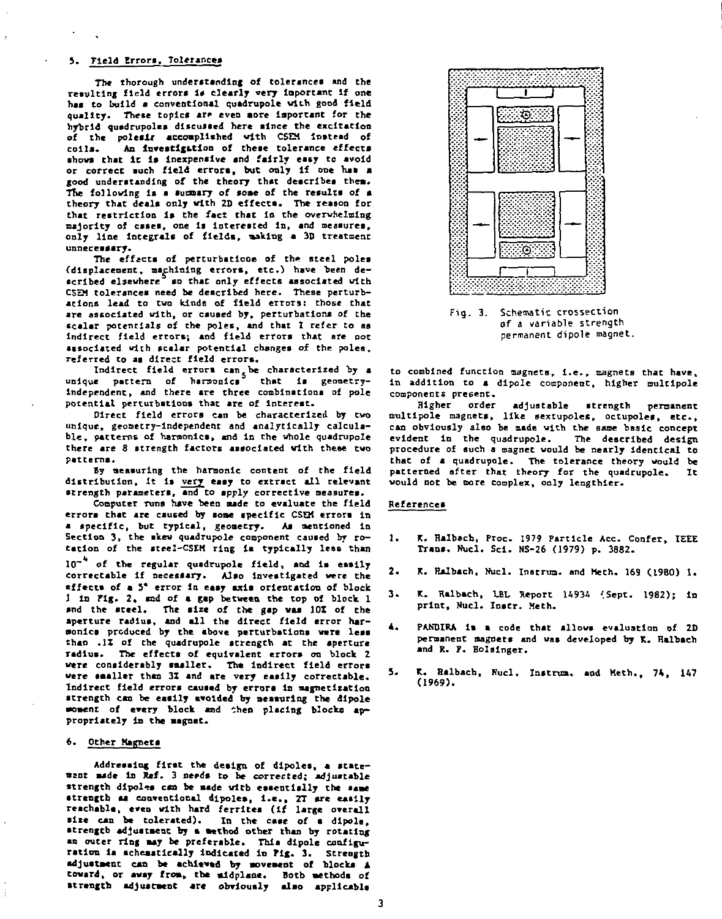## 5. Field Errors, Tolerances

The thorough understanding of tolerances and the resulting field errors is clearly very important if one has to build a conventional quadrupole with good field quality. These topics are even more important for the hybrid quadrupoles discussed here since the excitation of the polesir accomplished with CSEM instead of coils. An investigation of these tolerance effects shows that it is inexpensive and fairly easy to avoid or correct such field errors, but only if one has a good understanding of the theory that describes them. The following is a summary of some of the results of a theory that deals only with 2D effects. The reason for that restriction is the fact that in the overwhelming majority of cases, one is interested in, and measures, only line integrals of fields, making a 3D treatment unnecessary.

The effects of perturbations of the steel poles (displacement, machining errors, etc.) have been described elsewhere[5] so that only effects associated with CSEM tolerances need be described here. These perturbations lead to two kinds of field errors: those that are associated with, or caused by, perturbations of the scalar potentials of the poles, and that I refer to as indirect field errors; and field errors that are not associated with scalar potential changes of the poles, referred to as direct field errors.

Indirect field errors can be characterized by a unique pattern of harmonics[5] that is geometry-independent, and there are three combinations of pole potential perturbations that are of interest.

Direct field errors can be characterized by two unique, geometry-independent and analytically calculable, patterns of harmonics, and in the whole quadrupole there are 8 strength factors associated with these two patterns.

By measuring the harmonic content of the field distribution, it is very easy to extract all relevant strength parameters, and to apply corrective measures.

Computer runs have been made to evaluate the field errors that are caused by some specific CSEM errors in a specific, but typical, geometry. As mentioned in Section 3, the skew quadrupole component caused by rotation of the steel-CSEM ring is typically less than $10^{-4}$ of the regular quadrupole field, and is easily correctable if necessary. Also investigated were the effects of a 5° error in easy axis orientation of block 1 in Fig. 2, and of a gap between the top of block 1 and the steel. The size of the gap was 10% of the aperture radius, and all the direct field error harmonics produced by the above perturbations were less than .1% of the quadrupole strength at the aperture radius. The effects of equivalent errors on block 2 were considerably smaller. The indirect field errors were smaller than 3% and are very easily correctable. Indirect field errors caused by errors in magnetization strength can be easily avoided by measuring the dipole moment of every block and then placing blocks appropriately in the magnet.

## 6. Other Magnets

Addressing first the design of dipoles, a statement made in Ref. 3 needs to be corrected; adjustable strength dipoles can be made with essentially the same strength as conventional dipoles, i.e., 2T are easily reachable, even with hard ferrites (if large overall size can be tolerated). In the case of a dipole, strength adjustment by a method other than by rotating an outer ring may be preferable. This dipole configuration is schematically indicated in Fig. 3. Strength adjustment can be achieved by movement of blocks A toward, or away from, the midplane. Both methods of strength adjustment are obviously also applicable to combined function magnets, i.e., magnets that have, in addition to a dipole component, higher multipole components present.

Fig. 3. Schematic crossection of a variable strength permanent dipole magnet.

Higher order adjustable strength permanent multipole magnets, like sextupoles, octupoles, etc., can obviously also be made with the same basic concept evident in the quadrupole. The described design procedure of such a magnet would be nearly identical to that of a quadrupole. The tolerance theory would be patterned after that theory for the quadrupole. It would not be more complex, only lengthier.

## References

1. K. Halbach, Proc. 1979 Particle Acc. Confer, IEEE Trans. Nucl. Sci. NS-26 (1979) p. 3882.
2. K. Halbach, Nucl. Instrum. and Meth. 169 (1980) 1.
3. K. Halbach, LBL Report 14934 (Sept. 1982); in print, Nucl. Instr. Meth.
4. PANDIRA is a code that allows evaluation of 2D permanent magnets and was developed by K. Halbach and R. F. Holsinger.
5. K. Halbach, Nucl. Instrum. and Meth., 74, 147 (1969).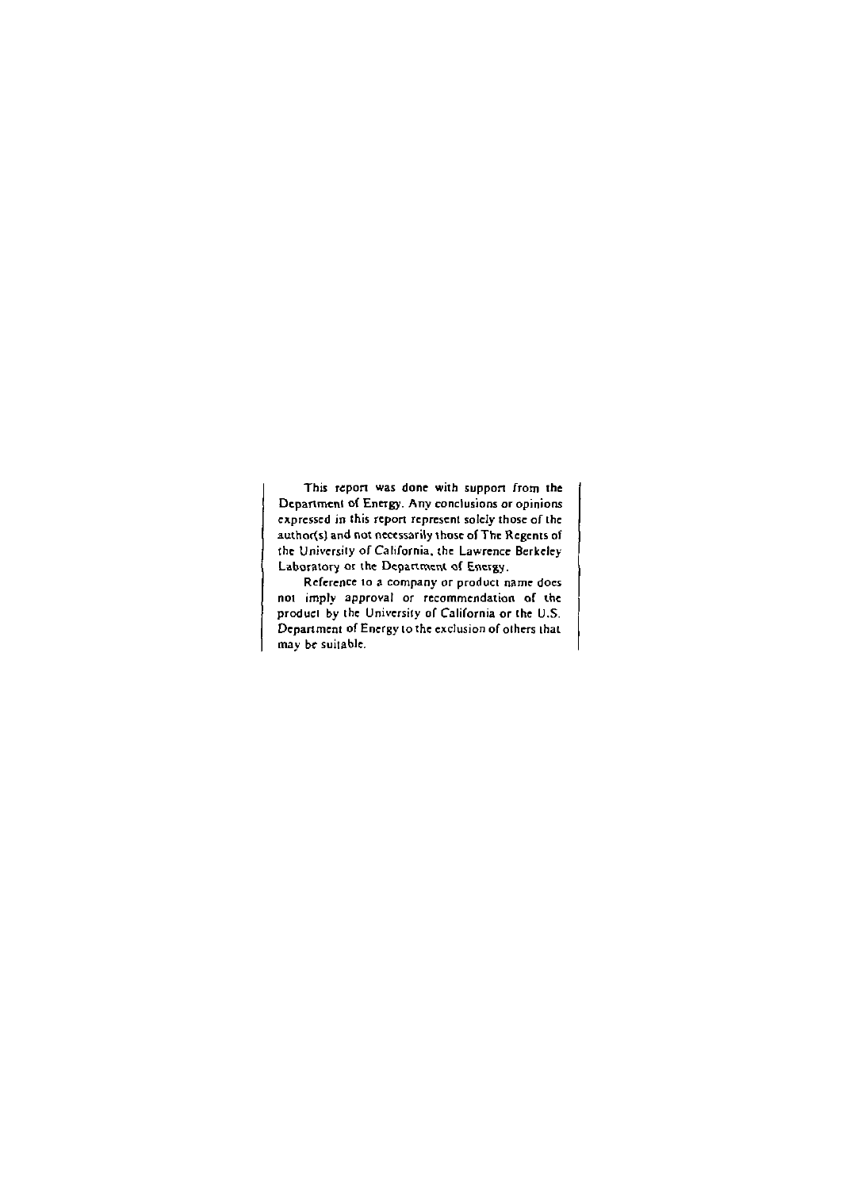This report was done with support from the Department of Energy. Any conclusions or opinions expressed in this report represent solely those of the author(s) and not necessarily those of The Regents of the University of California, the Lawrence Berkeley Laboratory or the Department of Energy.

Reference to a company or product name does not imply approval or recommendation of the product by the University of California or the U.S. Department of Energy to the exclusion of others that may be suitable.